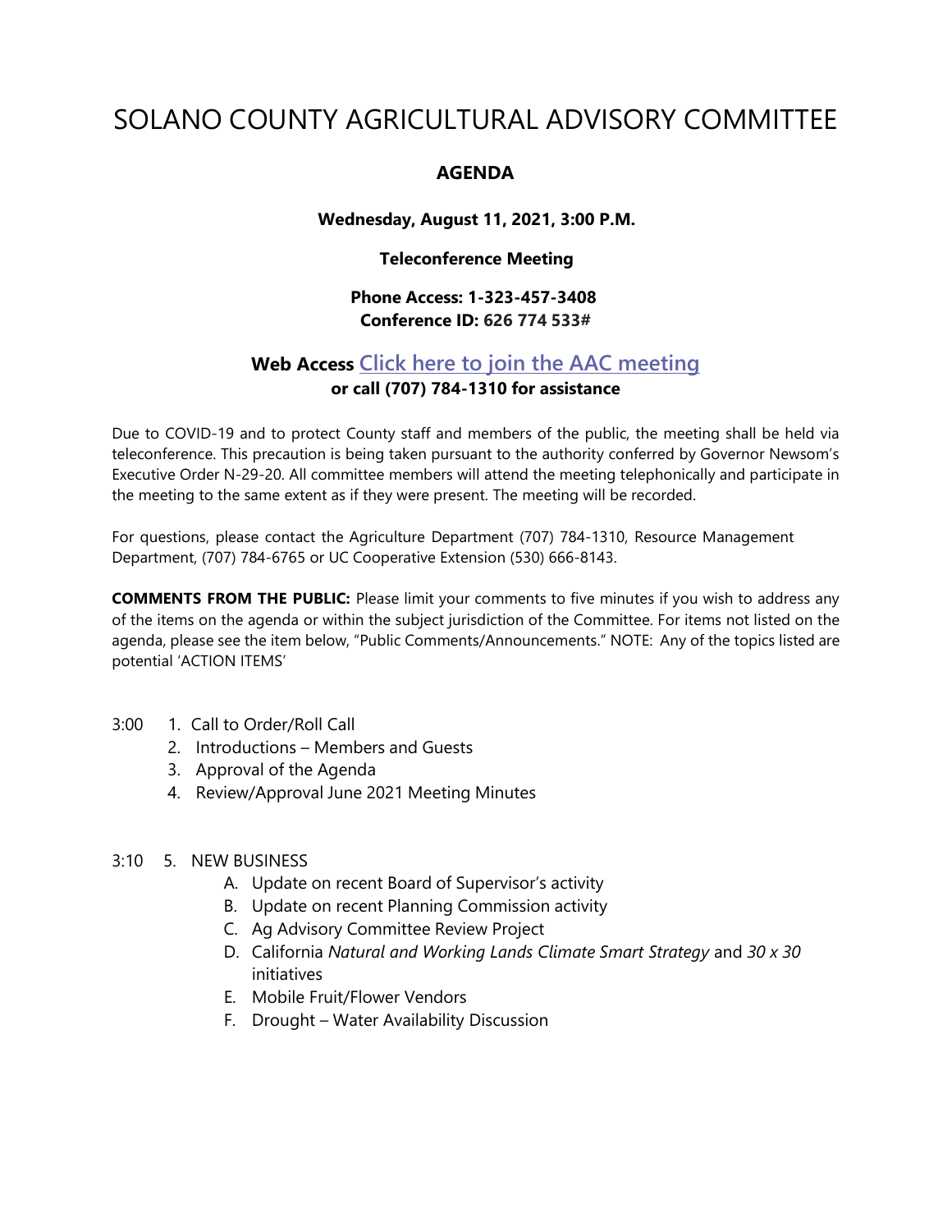# SOLANO COUNTY AGRICULTURAL ADVISORY COMMITTEE

## AGENDA

**Wednesday, August 11, 2021, 3:00 P.M.**

**Teleconference Meeting**

**Phone Access: 1-323-457-3408**
**Conference ID: 626 774 533#**

**Web Access Click here to join the AAC meeting**
**or call (707) 784-1310 for assistance**

Due to COVID-19 and to protect County staff and members of the public, the meeting shall be held via teleconference. This precaution is being taken pursuant to the authority conferred by Governor Newsom's Executive Order N-29-20. All committee members will attend the meeting telephonically and participate in the meeting to the same extent as if they were present. The meeting will be recorded.

For questions, please contact the Agriculture Department (707) 784-1310, Resource Management Department, (707) 784-6765 or UC Cooperative Extension (530) 666-8143.

**COMMENTS FROM THE PUBLIC:** Please limit your comments to five minutes if you wish to address any of the items on the agenda or within the subject jurisdiction of the Committee. For items not listed on the agenda, please see the item below, "Public Comments/Announcements." NOTE: Any of the topics listed are potential 'ACTION ITEMS'

3:00
1. Call to Order/Roll Call
2. Introductions – Members and Guests
3. Approval of the Agenda
4. Review/Approval June 2021 Meeting Minutes

3:10
5. NEW BUSINESS
   - A. Update on recent Board of Supervisor's activity
   - B. Update on recent Planning Commission activity
   - C. Ag Advisory Committee Review Project
   - D. California *Natural and Working Lands Climate Smart Strategy* and *30 x 30* initiatives
   - E. Mobile Fruit/Flower Vendors
   - F. Drought – Water Availability Discussion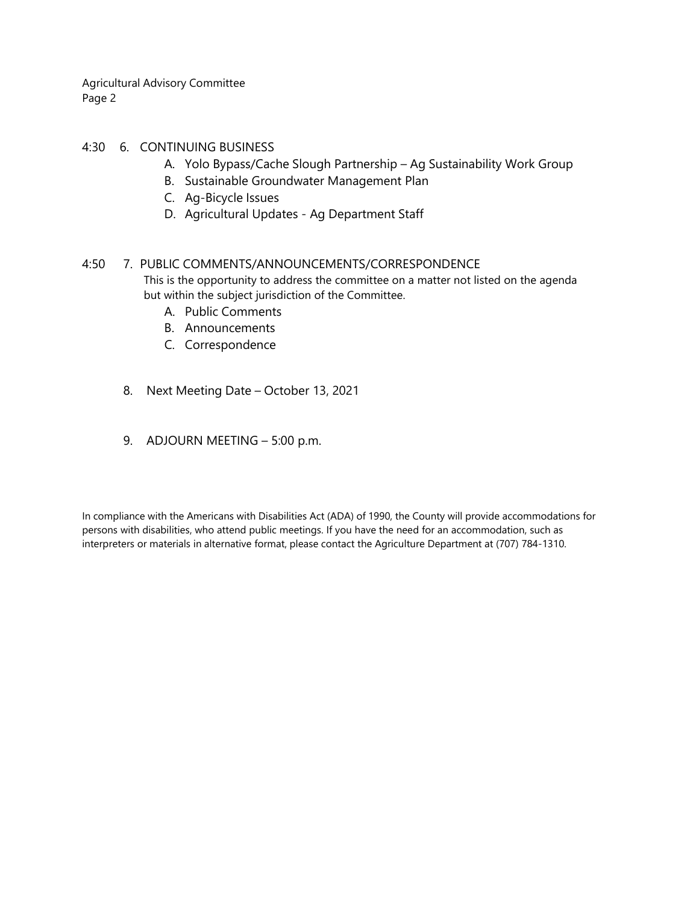4:30 6. CONTINUING BUSINESS

A. Yolo Bypass/Cache Slough Partnership – Ag Sustainability Work Group
B. Sustainable Groundwater Management Plan
C. Ag-Bicycle Issues
D. Agricultural Updates - Ag Department Staff

4:50 7. PUBLIC COMMENTS/ANNOUNCEMENTS/CORRESPONDENCE

This is the opportunity to address the committee on a matter not listed on the agenda but within the subject jurisdiction of the Committee.

A. Public Comments
B. Announcements
C. Correspondence

8. Next Meeting Date – October 13, 2021

9. ADJOURN MEETING – 5:00 p.m.

In compliance with the Americans with Disabilities Act (ADA) of 1990, the County will provide accommodations for persons with disabilities, who attend public meetings. If you have the need for an accommodation, such as interpreters or materials in alternative format, please contact the Agriculture Department at (707) 784-1310.